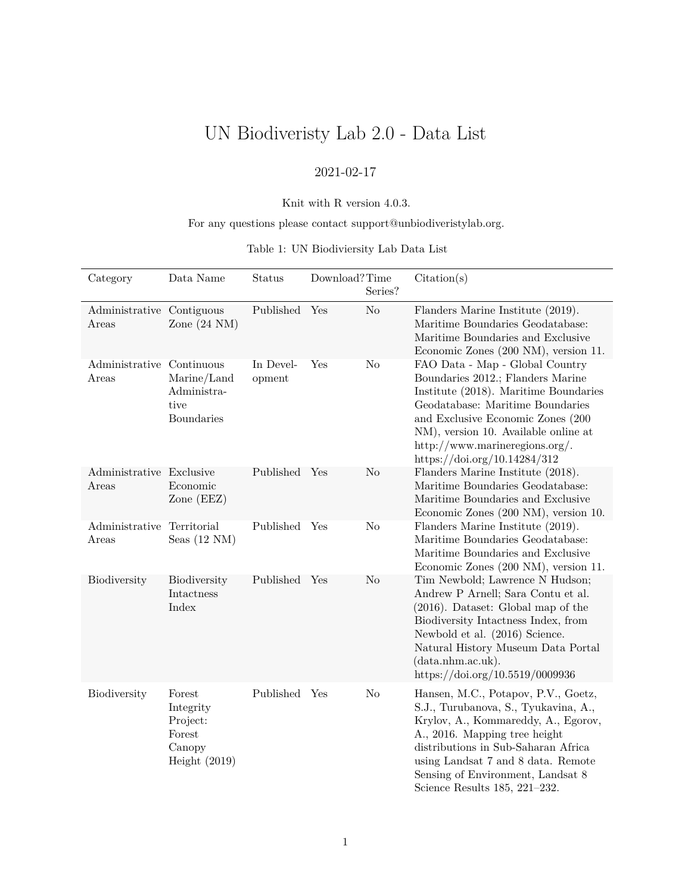# UN Biodiveristy Lab 2.0 - Data List

2021-02-17

Knit with R version 4.0.3.

For any questions please contact support@unbiodiveristylab.org.

Table 1: UN Biodiviersity Lab Data List

| Category | Data Name | Status | Download? | Time Series? | Citation(s) |
|---|---|---|---|---|---|
| Administrative Areas | Contiguous Zone (24 NM) | Published | Yes | No | Flanders Marine Institute (2019). Maritime Boundaries Geodatabase: Maritime Boundaries and Exclusive Economic Zones (200 NM), version 11. |
| Administrative Areas | Continuous Marine/Land Administrative Boundaries | In Development | Yes | No | FAO Data - Map - Global Country Boundaries 2012.; Flanders Marine Institute (2018). Maritime Boundaries Geodatabase: Maritime Boundaries and Exclusive Economic Zones (200 NM), version 10. Available online at http://www.marineregions.org/. https://doi.org/10.14284/312 |
| Administrative Areas | Exclusive Economic Zone (EEZ) | Published | Yes | No | Flanders Marine Institute (2018). Maritime Boundaries Geodatabase: Maritime Boundaries and Exclusive Economic Zones (200 NM), version 10. |
| Administrative Areas | Territorial Seas (12 NM) | Published | Yes | No | Flanders Marine Institute (2019). Maritime Boundaries Geodatabase: Maritime Boundaries and Exclusive Economic Zones (200 NM), version 11. |
| Biodiversity | Biodiversity Intactness Index | Published | Yes | No | Tim Newbold; Lawrence N Hudson; Andrew P Arnell; Sara Contu et al. (2016). Dataset: Global map of the Biodiversity Intactness Index, from Newbold et al. (2016) Science. Natural History Museum Data Portal (data.nhm.ac.uk). https://doi.org/10.5519/0009936 |
| Biodiversity | Forest Integrity Project: Forest Canopy Height (2019) | Published | Yes | No | Hansen, M.C., Potapov, P.V., Goetz, S.J., Turubanova, S., Tyukavina, A., Krylov, A., Kommareddy, A., Egorov, A., 2016. Mapping tree height distributions in Sub-Saharan Africa using Landsat 7 and 8 data. Remote Sensing of Environment, Landsat 8 Science Results 185, 221–232. |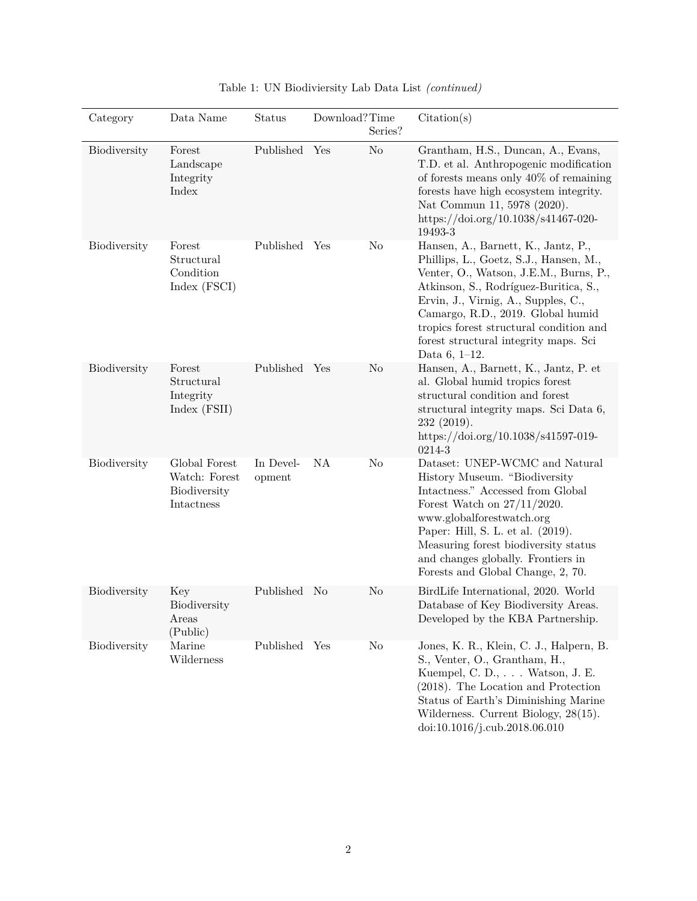Table 1: UN Biodiviersity Lab Data List *(continued)*

| Category | Data Name | Status | Download? | Time Series? | Citation(s) |
|---|---|---|---|---|---|
| Biodiversity | Forest Landscape Integrity Index | Published | Yes | No | Grantham, H.S., Duncan, A., Evans, T.D. et al. Anthropogenic modification of forests means only 40% of remaining forests have high ecosystem integrity. Nat Commun 11, 5978 (2020). https://doi.org/10.1038/s41467-020-19493-3 |
| Biodiversity | Forest Structural Condition Index (FSCI) | Published | Yes | No | Hansen, A., Barnett, K., Jantz, P., Phillips, L., Goetz, S.J., Hansen, M., Venter, O., Watson, J.E.M., Burns, P., Atkinson, S., Rodríguez-Buritica, S., Ervin, J., Virnig, A., Supples, C., Camargo, R.D., 2019. Global humid tropics forest structural condition and forest structural integrity maps. Sci Data 6, 1–12. |
| Biodiversity | Forest Structural Integrity Index (FSII) | Published | Yes | No | Hansen, A., Barnett, K., Jantz, P. et al. Global humid tropics forest structural condition and forest structural integrity maps. Sci Data 6, 232 (2019). https://doi.org/10.1038/s41597-019-0214-3 |
| Biodiversity | Global Forest Watch: Forest Biodiversity Intactness | In Development | NA | No | Dataset: UNEP-WCMC and Natural History Museum. "Biodiversity Intactness." Accessed from Global Forest Watch on 27/11/2020. www.globalforestwatch.org Paper: Hill, S. L. et al. (2019). Measuring forest biodiversity status and changes globally. Frontiers in Forests and Global Change, 2, 70. |
| Biodiversity | Key Biodiversity Areas (Public) | Published | No | No | BirdLife International, 2020. World Database of Key Biodiversity Areas. Developed by the KBA Partnership. |
| Biodiversity | Marine Wilderness | Published | Yes | No | Jones, K. R., Klein, C. J., Halpern, B. S., Venter, O., Grantham, H., Kuempel, C. D., . . . Watson, J. E. (2018). The Location and Protection Status of Earth's Diminishing Marine Wilderness. Current Biology, 28(15). doi:10.1016/j.cub.2018.06.010 |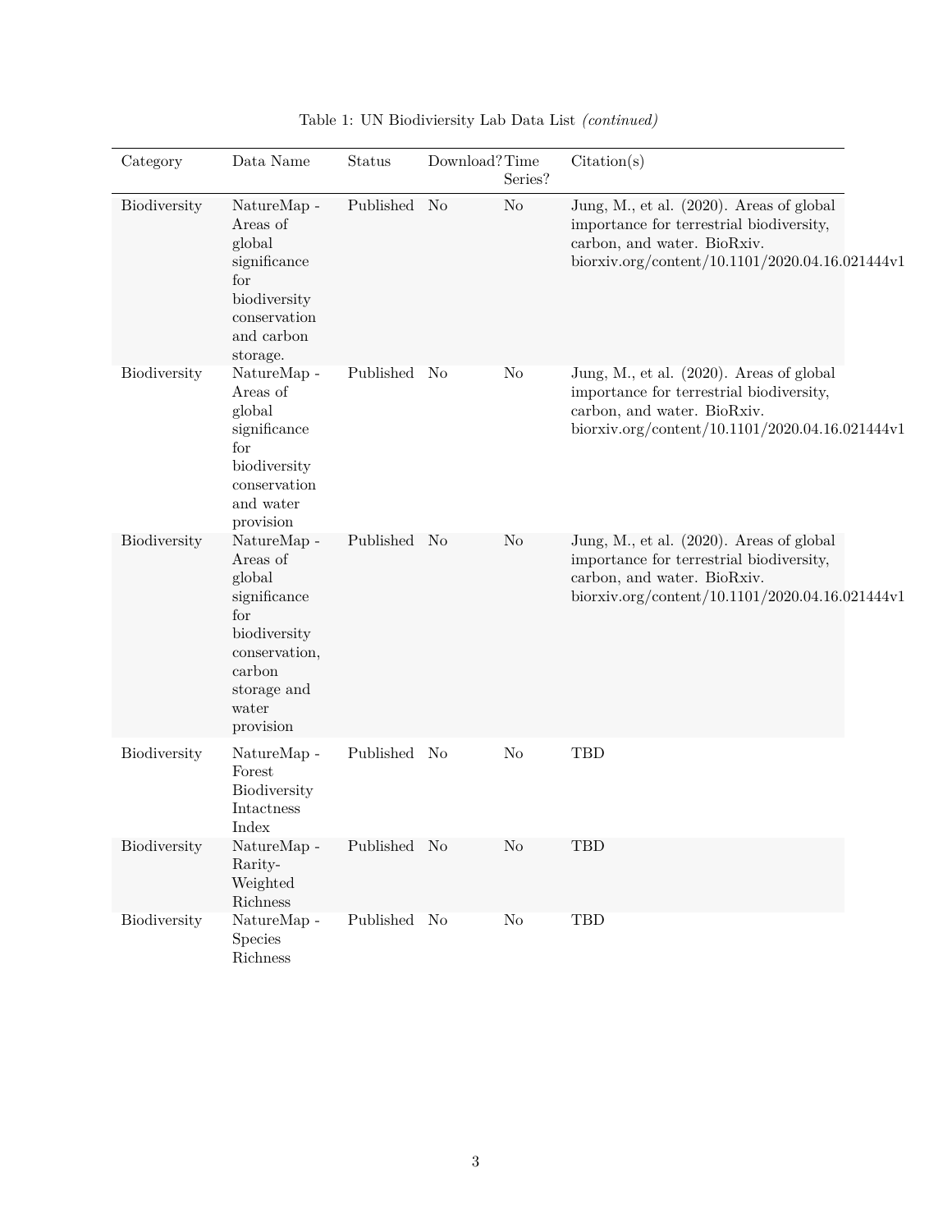Table 1: UN Biodiviersity Lab Data List *(continued)*

| Category | Data Name | Status | Download? | Time Series? | Citation(s) |
|---|---|---|---|---|---|
| Biodiversity | NatureMap - Areas of global significance for biodiversity conservation and carbon storage. | Published | No | No | Jung, M., et al. (2020). Areas of global importance for terrestrial biodiversity, carbon, and water. BioRxiv. biorxiv.org/content/10.1101/2020.04.16.021444v1 |
| Biodiversity | NatureMap - Areas of global significance for biodiversity conservation and water provision | Published | No | No | Jung, M., et al. (2020). Areas of global importance for terrestrial biodiversity, carbon, and water. BioRxiv. biorxiv.org/content/10.1101/2020.04.16.021444v1 |
| Biodiversity | NatureMap - Areas of global significance for biodiversity conservation, carbon storage and water provision | Published | No | No | Jung, M., et al. (2020). Areas of global importance for terrestrial biodiversity, carbon, and water. BioRxiv. biorxiv.org/content/10.1101/2020.04.16.021444v1 |
| Biodiversity | NatureMap - Forest Biodiversity Intactness Index | Published | No | No | TBD |
| Biodiversity | NatureMap - Rarity-Weighted Richness | Published | No | No | TBD |
| Biodiversity | NatureMap - Species Richness | Published | No | No | TBD |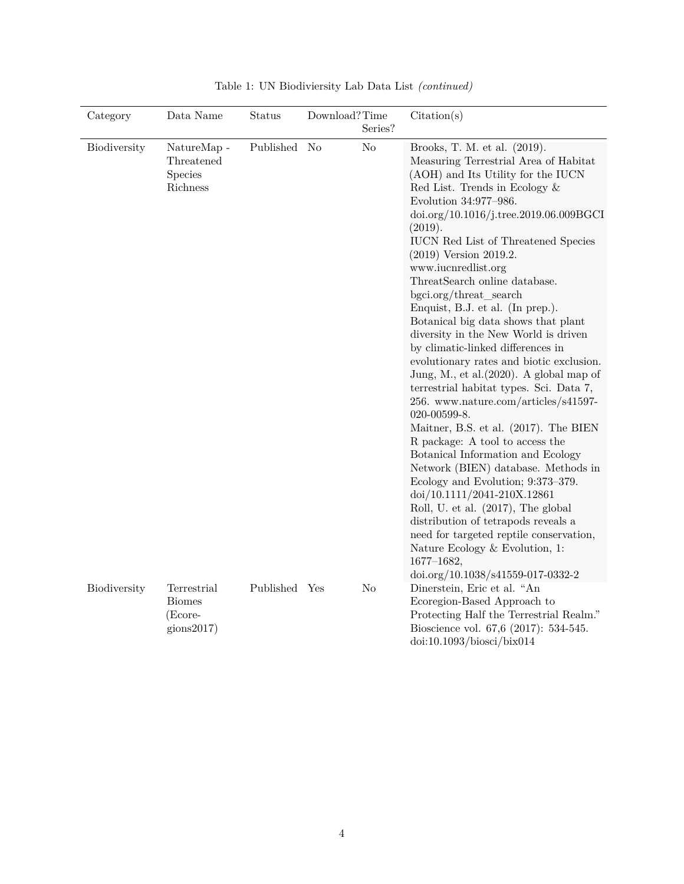Table 1: UN Biodiviersity Lab Data List *(continued)*

| Category | Data Name | Status | Download? | Time Series? | Citation(s) |
|---|---|---|---|---|---|
| Biodiversity | NatureMap - Threatened Species Richness | Published | No | No | Brooks, T. M. et al. (2019). Measuring Terrestrial Area of Habitat (AOH) and Its Utility for the IUCN Red List. Trends in Ecology & Evolution 34:977–986. doi.org/10.1016/j.tree.2019.06.009BGCI (2019). IUCN Red List of Threatened Species (2019) Version 2019.2. www.iucnredlist.org ThreatSearch online database. bgci.org/threat_search Enquist, B.J. et al. (In prep.). Botanical big data shows that plant diversity in the New World is driven by climatic-linked differences in evolutionary rates and biotic exclusion. Jung, M., et al.(2020). A global map of terrestrial habitat types. Sci. Data 7, 256. www.nature.com/articles/s41597-020-00599-8. Maitner, B.S. et al. (2017). The BIEN R package: A tool to access the Botanical Information and Ecology Network (BIEN) database. Methods in Ecology and Evolution; 9:373–379. doi/10.1111/2041-210X.12861 Roll, U. et al. (2017), The global distribution of tetrapods reveals a need for targeted reptile conservation, Nature Ecology & Evolution, 1: 1677–1682, doi.org/10.1038/s41559-017-0332-2 |
| Biodiversity | Terrestrial Biomes (Ecoregions2017) | Published | Yes | No | Dinerstein, Eric et al. "An Ecoregion-Based Approach to Protecting Half the Terrestrial Realm." Bioscience vol. 67,6 (2017): 534-545. doi:10.1093/biosci/bix014 |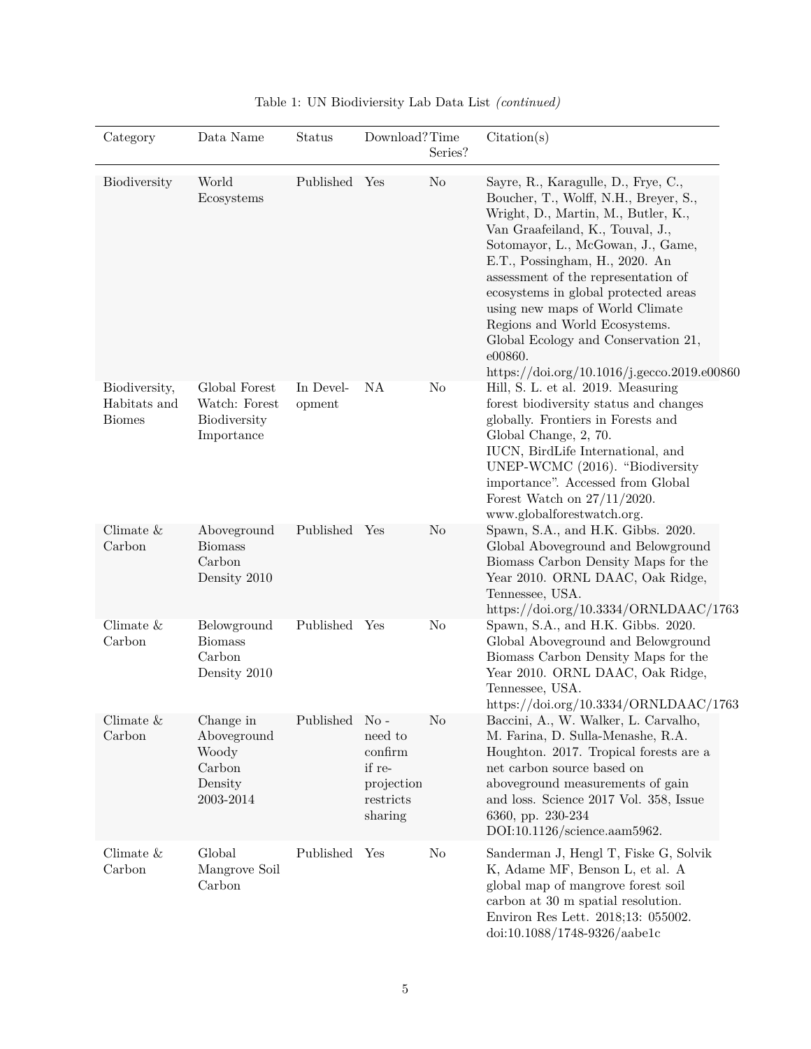Table 1: UN Biodiviersity Lab Data List *(continued)*

| Category | Data Name | Status | Download? | Time Series? | Citation(s) |
|---|---|---|---|---|---|
| Biodiversity | World Ecosystems | Published | Yes | No | Sayre, R., Karagulle, D., Frye, C., Boucher, T., Wolff, N.H., Breyer, S., Wright, D., Martin, M., Butler, K., Van Graafeiland, K., Touval, J., Sotomayor, L., McGowan, J., Game, E.T., Possingham, H., 2020. An assessment of the representation of ecosystems in global protected areas using new maps of World Climate Regions and World Ecosystems. Global Ecology and Conservation 21, e00860. https://doi.org/10.1016/j.gecco.2019.e00860 |
| Biodiversity, Habitats and Biomes | Global Forest Watch: Forest Biodiversity Importance | In Development | NA | No | Hill, S. L. et al. 2019. Measuring forest biodiversity status and changes globally. Frontiers in Forests and Global Change, 2, 70. IUCN, BirdLife International, and UNEP-WCMC (2016). "Biodiversity importance". Accessed from Global Forest Watch on 27/11/2020. www.globalforestwatch.org. |
| Climate & Carbon | Aboveground Biomass Carbon Density 2010 | Published | Yes | No | Spawn, S.A., and H.K. Gibbs. 2020. Global Aboveground and Belowground Biomass Carbon Density Maps for the Year 2010. ORNL DAAC, Oak Ridge, Tennessee, USA. https://doi.org/10.3334/ORNLDAAC/1763 |
| Climate & Carbon | Belowground Biomass Carbon Density 2010 | Published | Yes | No | Spawn, S.A., and H.K. Gibbs. 2020. Global Aboveground and Belowground Biomass Carbon Density Maps for the Year 2010. ORNL DAAC, Oak Ridge, Tennessee, USA. https://doi.org/10.3334/ORNLDAAC/1763 |
| Climate & Carbon | Change in Aboveground Woody Carbon Density 2003-2014 | Published | No - need to confirm if re-projection restricts sharing | No | Baccini, A., W. Walker, L. Carvalho, M. Farina, D. Sulla-Menashe, R.A. Houghton. 2017. Tropical forests are a net carbon source based on aboveground measurements of gain and loss. Science 2017 Vol. 358, Issue 6360, pp. 230-234 DOI:10.1126/science.aam5962. |
| Climate & Carbon | Global Mangrove Soil Carbon | Published | Yes | No | Sanderman J, Hengl T, Fiske G, Solvik K, Adame MF, Benson L, et al. A global map of mangrove forest soil carbon at 30 m spatial resolution. Environ Res Lett. 2018;13: 055002. doi:10.1088/1748-9326/aabe1c |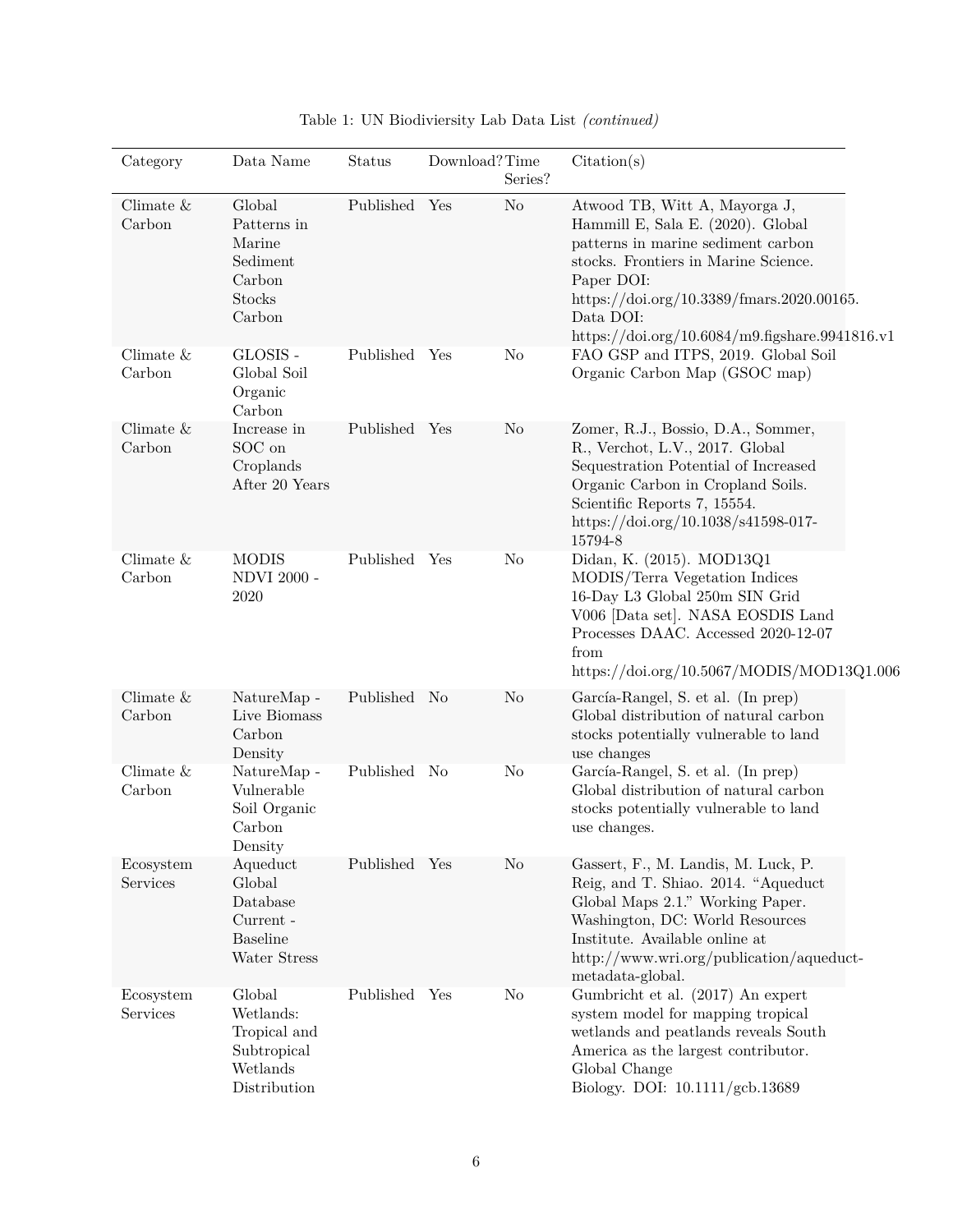Table 1: UN Biodiviersity Lab Data List *(continued)*

| Category | Data Name | Status | Download? | Time Series? | Citation(s) |
|---|---|---|---|---|---|
| Climate & Carbon | Global Patterns in Marine Sediment Carbon Stocks Carbon | Published | Yes | No | Atwood TB, Witt A, Mayorga J, Hammill E, Sala E. (2020). Global patterns in marine sediment carbon stocks. Frontiers in Marine Science. Paper DOI: https://doi.org/10.3389/fmars.2020.00165. Data DOI: https://doi.org/10.6084/m9.figshare.9941816.v1 |
| Climate & Carbon | GLOSIS - Global Soil Organic Carbon | Published | Yes | No | FAO GSP and ITPS, 2019. Global Soil Organic Carbon Map (GSOC map) |
| Climate & Carbon | Increase in SOC on Croplands After 20 Years | Published | Yes | No | Zomer, R.J., Bossio, D.A., Sommer, R., Verchot, L.V., 2017. Global Sequestration Potential of Increased Organic Carbon in Cropland Soils. Scientific Reports 7, 15554. https://doi.org/10.1038/s41598-017-15794-8 |
| Climate & Carbon | MODIS NDVI 2000 - 2020 | Published | Yes | No | Didan, K. (2015). MOD13Q1 MODIS/Terra Vegetation Indices 16-Day L3 Global 250m SIN Grid V006 [Data set]. NASA EOSDIS Land Processes DAAC. Accessed 2020-12-07 from https://doi.org/10.5067/MODIS/MOD13Q1.006 |
| Climate & Carbon | NatureMap - Live Biomass Carbon Density | Published | No | No | García-Rangel, S. et al. (In prep) Global distribution of natural carbon stocks potentially vulnerable to land use changes |
| Climate & Carbon | NatureMap - Vulnerable Soil Organic Carbon Density | Published | No | No | García-Rangel, S. et al. (In prep) Global distribution of natural carbon stocks potentially vulnerable to land use changes. |
| Ecosystem Services | Aqueduct Global Database Current - Baseline Water Stress | Published | Yes | No | Gassert, F., M. Landis, M. Luck, P. Reig, and T. Shiao. 2014. "Aqueduct Global Maps 2.1." Working Paper. Washington, DC: World Resources Institute. Available online at http://www.wri.org/publication/aqueduct-metadata-global. |
| Ecosystem Services | Global Wetlands: Tropical and Subtropical Wetlands Distribution | Published | Yes | No | Gumbricht et al. (2017) An expert system model for mapping tropical wetlands and peatlands reveals South America as the largest contributor. Global Change Biology. DOI: 10.1111/gcb.13689 |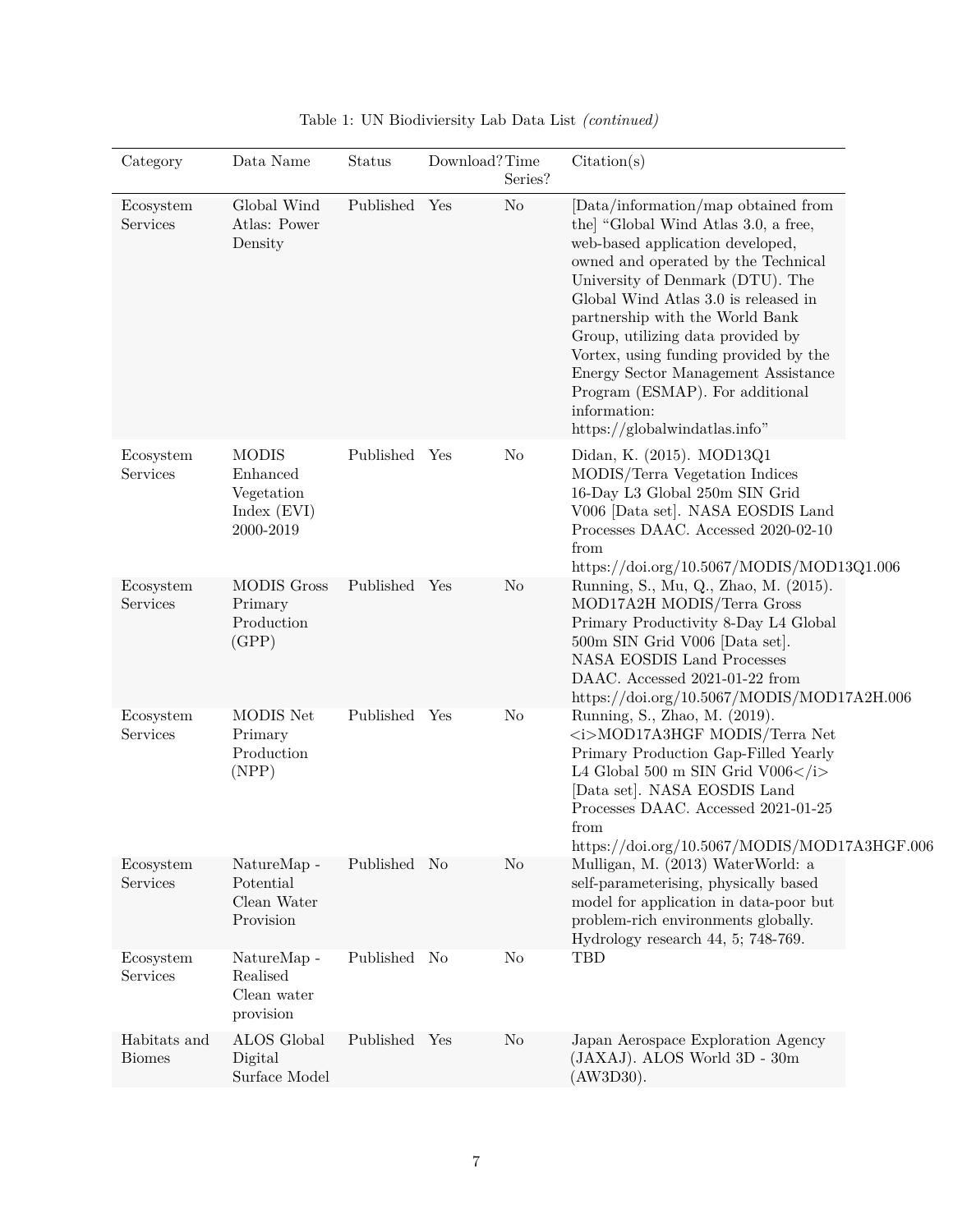Table 1: UN Biodiviersity Lab Data List *(continued)*

| Category | Data Name | Status | Download? | Time Series? | Citation(s) |
|---|---|---|---|---|---|
| Ecosystem Services | Global Wind Atlas: Power Density | Published | Yes | No | [Data/information/map obtained from the] "Global Wind Atlas 3.0, a free, web-based application developed, owned and operated by the Technical University of Denmark (DTU). The Global Wind Atlas 3.0 is released in partnership with the World Bank Group, utilizing data provided by Vortex, using funding provided by the Energy Sector Management Assistance Program (ESMAP). For additional information: https://globalwindatlas.info" |
| Ecosystem Services | MODIS Enhanced Vegetation Index (EVI) 2000-2019 | Published | Yes | No | Didan, K. (2015). MOD13Q1 MODIS/Terra Vegetation Indices 16-Day L3 Global 250m SIN Grid V006 [Data set]. NASA EOSDIS Land Processes DAAC. Accessed 2020-02-10 from https://doi.org/10.5067/MODIS/MOD13Q1.006 |
| Ecosystem Services | MODIS Gross Primary Production (GPP) | Published | Yes | No | Running, S., Mu, Q., Zhao, M. (2015). MOD17A2H MODIS/Terra Gross Primary Productivity 8-Day L4 Global 500m SIN Grid V006 [Data set]. NASA EOSDIS Land Processes DAAC. Accessed 2021-01-22 from https://doi.org/10.5067/MODIS/MOD17A2H.006 |
| Ecosystem Services | MODIS Net Primary Production (NPP) | Published | Yes | No | Running, S., Zhao, M. (2019). <i>MOD17A3HGF MODIS/Terra Net Primary Production Gap-Filled Yearly L4 Global 500 m SIN Grid V006</i> [Data set]. NASA EOSDIS Land Processes DAAC. Accessed 2021-01-25 from https://doi.org/10.5067/MODIS/MOD17A3HGF.006 |
| Ecosystem Services | NatureMap - Potential Clean Water Provision | Published | No | No | Mulligan, M. (2013) WaterWorld: a self-parameterising, physically based model for application in data-poor but problem-rich environments globally. Hydrology research 44, 5; 748-769. |
| Ecosystem Services | NatureMap - Realised Clean water provision | Published | No | No | TBD |
| Habitats and Biomes | ALOS Global Digital Surface Model | Published | Yes | No | Japan Aerospace Exploration Agency (JAXAJ). ALOS World 3D - 30m (AW3D30). |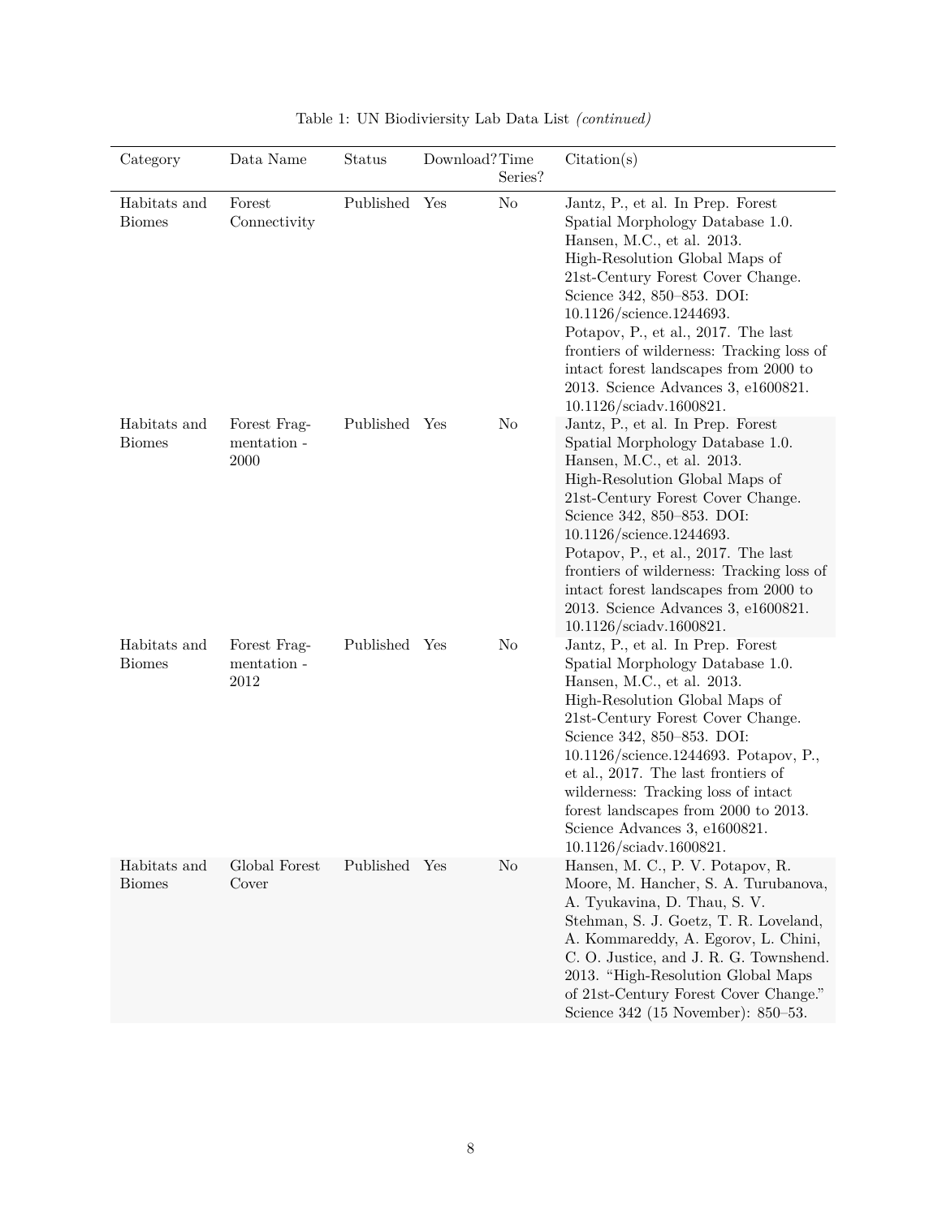Table 1: UN Biodiviersity Lab Data List *(continued)*

| Category | Data Name | Status | Download? | Time Series? | Citation(s) |
| --- | --- | --- | --- | --- | --- |
| Habitats and Biomes | Forest Connectivity | Published | Yes | No | Jantz, P., et al. In Prep. Forest Spatial Morphology Database 1.0. Hansen, M.C., et al. 2013. High-Resolution Global Maps of 21st-Century Forest Cover Change. Science 342, 850–853. DOI: 10.1126/science.1244693. Potapov, P., et al., 2017. The last frontiers of wilderness: Tracking loss of intact forest landscapes from 2000 to 2013. Science Advances 3, e1600821. 10.1126/sciadv.1600821. |
| Habitats and Biomes | Forest Fragmentation - 2000 | Published | Yes | No | Jantz, P., et al. In Prep. Forest Spatial Morphology Database 1.0. Hansen, M.C., et al. 2013. High-Resolution Global Maps of 21st-Century Forest Cover Change. Science 342, 850–853. DOI: 10.1126/science.1244693. Potapov, P., et al., 2017. The last frontiers of wilderness: Tracking loss of intact forest landscapes from 2000 to 2013. Science Advances 3, e1600821. 10.1126/sciadv.1600821. |
| Habitats and Biomes | Forest Fragmentation - 2012 | Published | Yes | No | Jantz, P., et al. In Prep. Forest Spatial Morphology Database 1.0. Hansen, M.C., et al. 2013. High-Resolution Global Maps of 21st-Century Forest Cover Change. Science 342, 850–853. DOI: 10.1126/science.1244693. Potapov, P., et al., 2017. The last frontiers of wilderness: Tracking loss of intact forest landscapes from 2000 to 2013. Science Advances 3, e1600821. 10.1126/sciadv.1600821. |
| Habitats and Biomes | Global Forest Cover | Published | Yes | No | Hansen, M. C., P. V. Potapov, R. Moore, M. Hancher, S. A. Turubanova, A. Tyukavina, D. Thau, S. V. Stehman, S. J. Goetz, T. R. Loveland, A. Kommareddy, A. Egorov, L. Chini, C. O. Justice, and J. R. G. Townshend. 2013. "High-Resolution Global Maps of 21st-Century Forest Cover Change." Science 342 (15 November): 850–53. |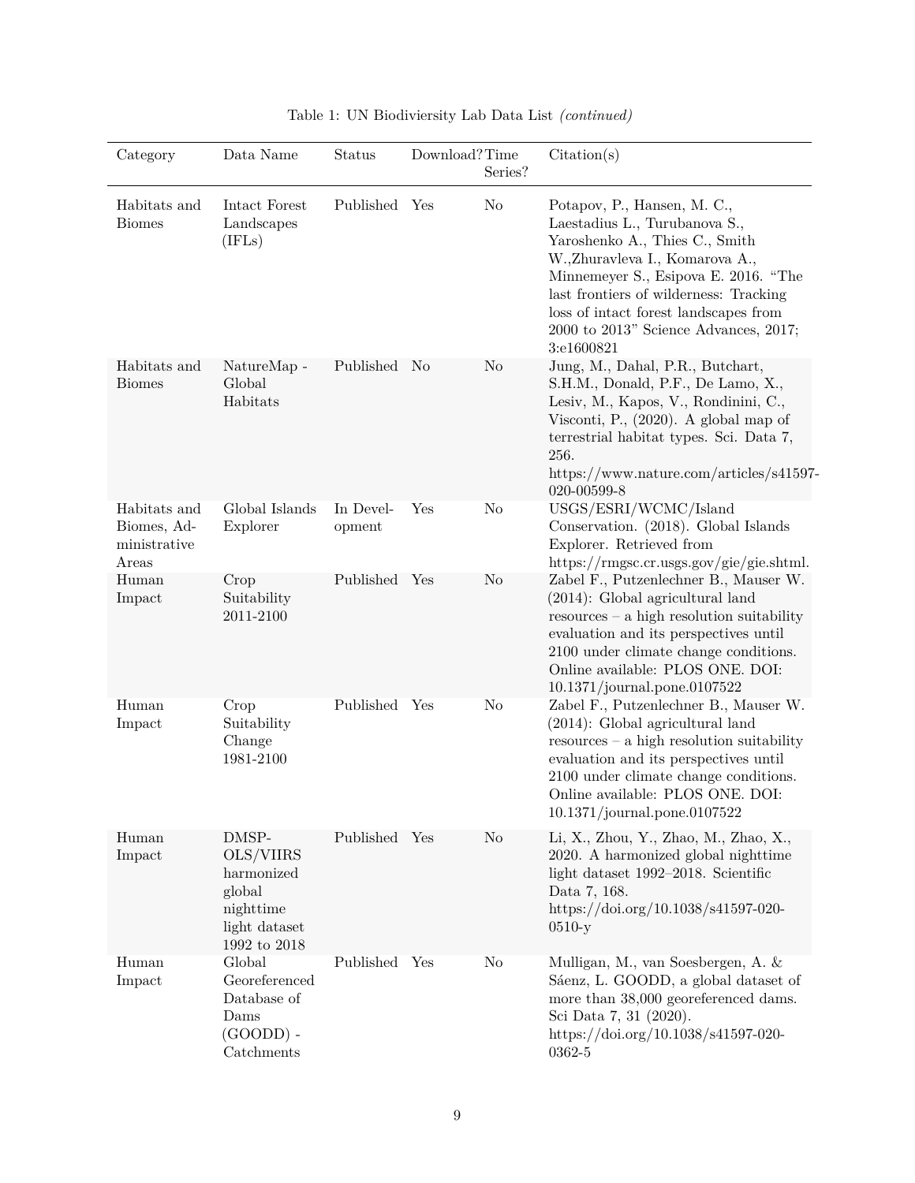Table 1: UN Biodiviersity Lab Data List *(continued)*

| Category | Data Name | Status | Download? | Time Series? | Citation(s) |
|---|---|---|---|---|---|
| Habitats and Biomes | Intact Forest Landscapes (IFLs) | Published | Yes | No | Potapov, P., Hansen, M. C., Laestadius L., Turubanova S., Yaroshenko A., Thies C., Smith W.,Zhuravleva I., Komarova A., Minnemeyer S., Esipova E. 2016. "The last frontiers of wilderness: Tracking loss of intact forest landscapes from 2000 to 2013" Science Advances, 2017; 3:e1600821 |
| Habitats and Biomes | NatureMap - Global Habitats | Published | No | No | Jung, M., Dahal, P.R., Butchart, S.H.M., Donald, P.F., De Lamo, X., Lesiv, M., Kapos, V., Rondinini, C., Visconti, P., (2020). A global map of terrestrial habitat types. Sci. Data 7, 256. https://www.nature.com/articles/s41597-020-00599-8 |
| Habitats and Biomes, Administrative Areas | Global Islands Explorer | In Development | Yes | No | USGS/ESRI/WCMC/Island Conservation. (2018). Global Islands Explorer. Retrieved from https://rmgsc.cr.usgs.gov/gie/gie.shtml. |
| Human Impact | Crop Suitability 2011-2100 | Published | Yes | No | Zabel F., Putzenlechner B., Mauser W. (2014): Global agricultural land resources – a high resolution suitability evaluation and its perspectives until 2100 under climate change conditions. Online available: PLOS ONE. DOI: 10.1371/journal.pone.0107522 |
| Human Impact | Crop Suitability Change 1981-2100 | Published | Yes | No | Zabel F., Putzenlechner B., Mauser W. (2014): Global agricultural land resources – a high resolution suitability evaluation and its perspectives until 2100 under climate change conditions. Online available: PLOS ONE. DOI: 10.1371/journal.pone.0107522 |
| Human Impact | DMSP-OLS/VIIRS harmonized global nighttime light dataset 1992 to 2018 | Published | Yes | No | Li, X., Zhou, Y., Zhao, M., Zhao, X., 2020. A harmonized global nighttime light dataset 1992–2018. Scientific Data 7, 168. https://doi.org/10.1038/s41597-020-0510-y |
| Human Impact | Global Georeferenced Database of Dams (GOODD) - Catchments | Published | Yes | No | Mulligan, M., van Soesbergen, A. & Sáenz, L. GOODD, a global dataset of more than 38,000 georeferenced dams. Sci Data 7, 31 (2020). https://doi.org/10.1038/s41597-020-0362-5 |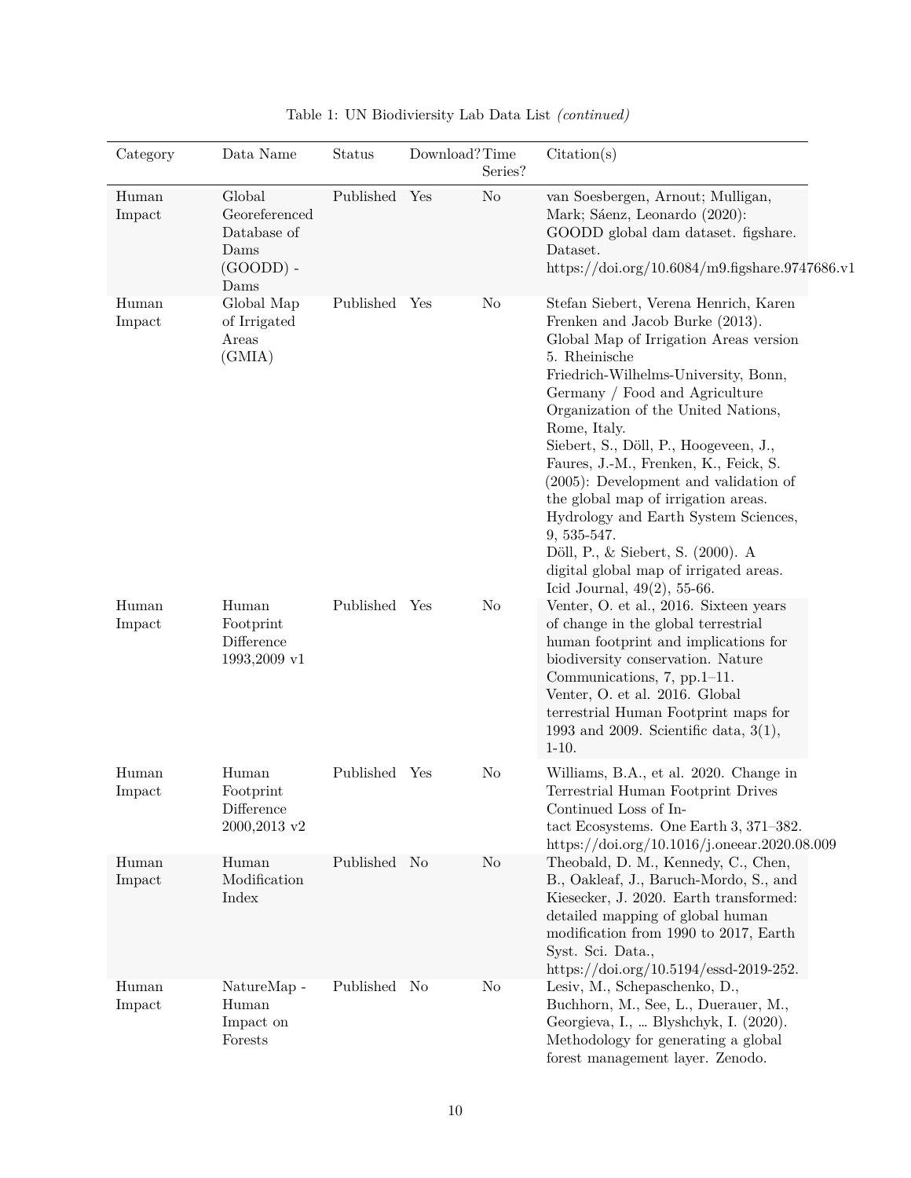Table 1: UN Biodiviersity Lab Data List *(continued)*

| Category | Data Name | Status | Download? | Time Series? | Citation(s) |
|---|---|---|---|---|---|
| Human Impact | Global Georeferenced Database of Dams (GOODD) - Dams | Published | Yes | No | van Soesbergen, Arnout; Mulligan, Mark; Sáenz, Leonardo (2020): GOODD global dam dataset. figshare. Dataset. https://doi.org/10.6084/m9.figshare.9747686.v1 |
| Human Impact | Global Map of Irrigated Areas (GMIA) | Published | Yes | No | Stefan Siebert, Verena Henrich, Karen Frenken and Jacob Burke (2013). Global Map of Irrigation Areas version 5. Rheinische Friedrich-Wilhelms-University, Bonn, Germany / Food and Agriculture Organization of the United Nations, Rome, Italy. Siebert, S., Döll, P., Hoogeveen, J., Faures, J.-M., Frenken, K., Feick, S. (2005): Development and validation of the global map of irrigation areas. Hydrology and Earth System Sciences, 9, 535-547. Döll, P., & Siebert, S. (2000). A digital global map of irrigated areas. Icid Journal, 49(2), 55-66. |
| Human Impact | Human Footprint Difference 1993,2009 v1 | Published | Yes | No | Venter, O. et al., 2016. Sixteen years of change in the global terrestrial human footprint and implications for biodiversity conservation. Nature Communications, 7, pp.1–11. Venter, O. et al. 2016. Global terrestrial Human Footprint maps for 1993 and 2009. Scientific data, 3(1), 1-10. |
| Human Impact | Human Footprint Difference 2000,2013 v2 | Published | Yes | No | Williams, B.A., et al. 2020. Change in Terrestrial Human Footprint Drives Continued Loss of Intact Ecosystems. One Earth 3, 371–382. https://doi.org/10.1016/j.oneear.2020.08.009 |
| Human Impact | Human Modification Index | Published | No | No | Theobald, D. M., Kennedy, C., Chen, B., Oakleaf, J., Baruch-Mordo, S., and Kiesecker, J. 2020. Earth transformed: detailed mapping of global human modification from 1990 to 2017, Earth Syst. Sci. Data., https://doi.org/10.5194/essd-2019-252. |
| Human Impact | NatureMap - Human Impact on Forests | Published | No | No | Lesiv, M., Schepaschenko, D., Buchhorn, M., See, L., Duerauer, M., Georgieva, I., … Blyshchyk, I. (2020). Methodology for generating a global forest management layer. Zenodo. |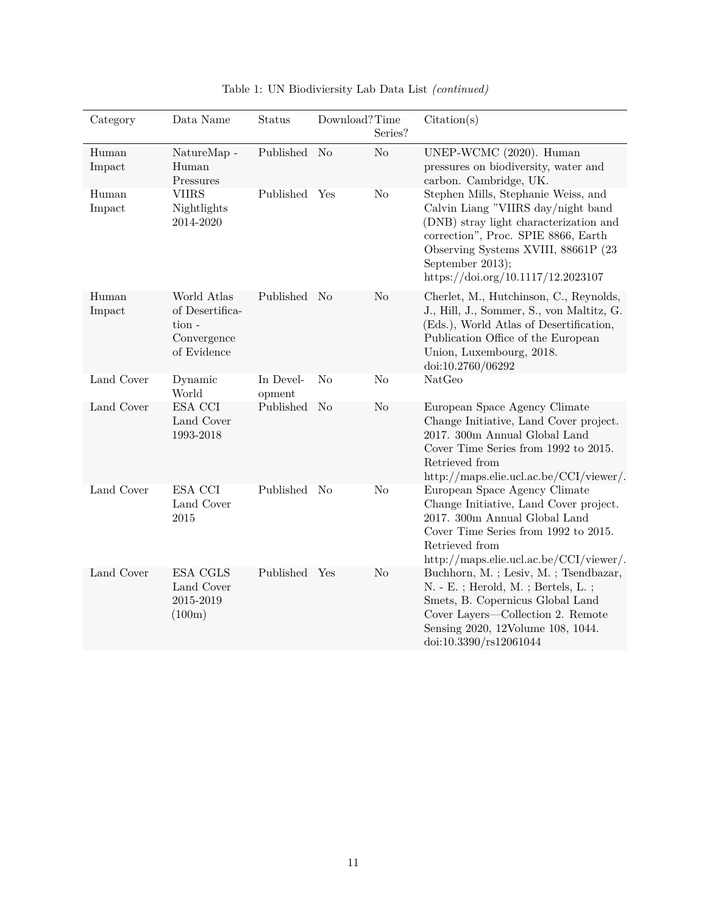Table 1: UN Biodiviersity Lab Data List *(continued)*

| Category | Data Name | Status | Download? | Time Series? | Citation(s) |
|---|---|---|---|---|---|
| Human Impact | NatureMap - Human Pressures | Published | No | No | UNEP-WCMC (2020). Human pressures on biodiversity, water and carbon. Cambridge, UK. |
| Human Impact | VIIRS Nightlights 2014-2020 | Published | Yes | No | Stephen Mills, Stephanie Weiss, and Calvin Liang "VIIRS day/night band (DNB) stray light characterization and correction", Proc. SPIE 8866, Earth Observing Systems XVIII, 88661P (23 September 2013); https://doi.org/10.1117/12.2023107 |
| Human Impact | World Atlas of Desertification - Convergence of Evidence | Published | No | No | Cherlet, M., Hutchinson, C., Reynolds, J., Hill, J., Sommer, S., von Maltitz, G. (Eds.), World Atlas of Desertification, Publication Office of the European Union, Luxembourg, 2018. doi:10.2760/06292 |
| Land Cover | Dynamic World | In Development | No | No | NatGeo |
| Land Cover | ESA CCI Land Cover 1993-2018 | Published | No | No | European Space Agency Climate Change Initiative, Land Cover project. 2017. 300m Annual Global Land Cover Time Series from 1992 to 2015. Retrieved from http://maps.elie.ucl.ac.be/CCI/viewer/. |
| Land Cover | ESA CCI Land Cover 2015 | Published | No | No | European Space Agency Climate Change Initiative, Land Cover project. 2017. 300m Annual Global Land Cover Time Series from 1992 to 2015. Retrieved from http://maps.elie.ucl.ac.be/CCI/viewer/. |
| Land Cover | ESA CGLS Land Cover 2015-2019 (100m) | Published | Yes | No | Buchhorn, M. ; Lesiv, M. ; Tsendbazar, N. - E. ; Herold, M. ; Bertels, L. ; Smets, B. Copernicus Global Land Cover Layers—Collection 2. Remote Sensing 2020, 12Volume 108, 1044. doi:10.3390/rs12061044 |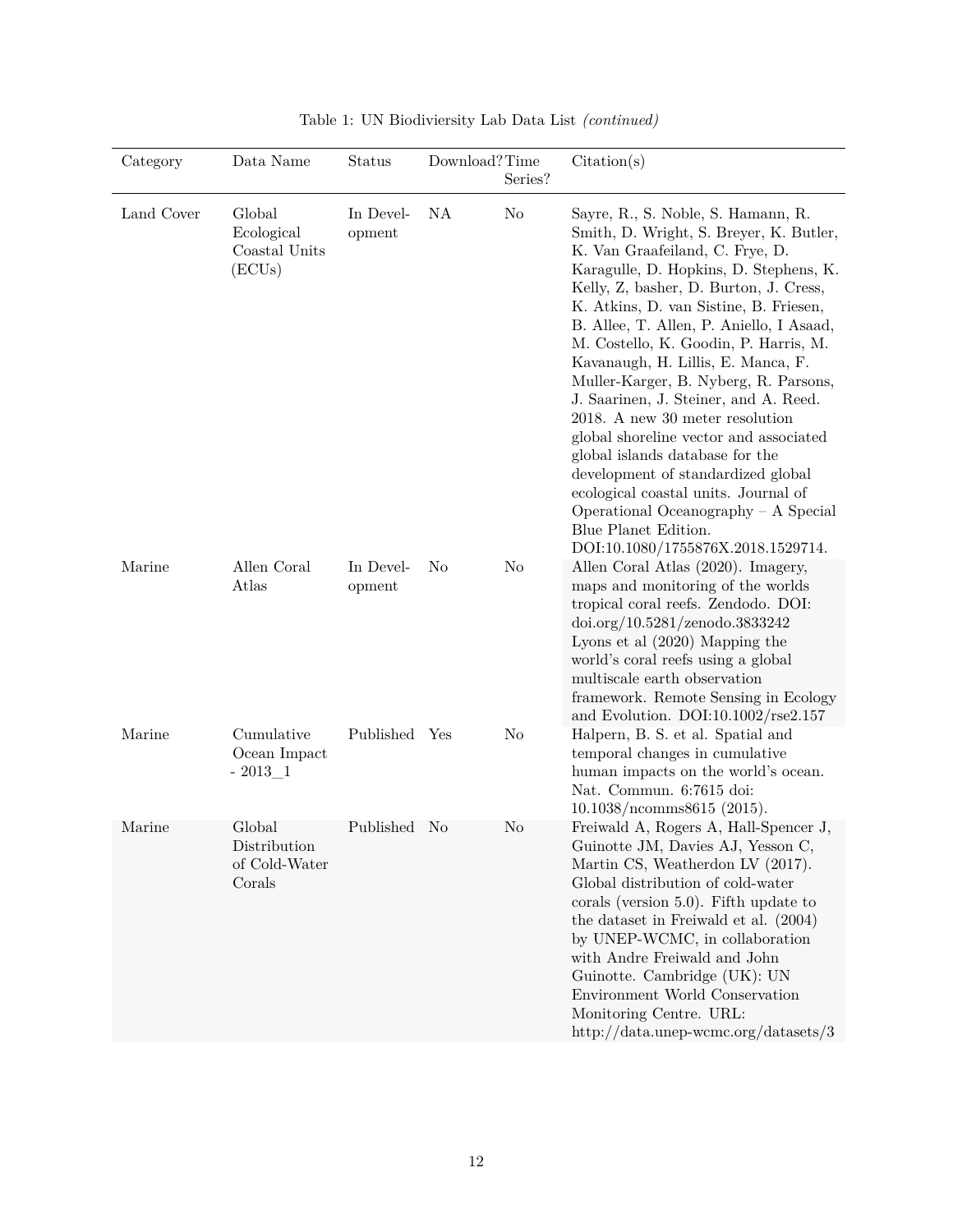Table 1: UN Biodiviersity Lab Data List *(continued)*

| Category | Data Name | Status | Download? | Time Series? | Citation(s) |
|---|---|---|---|---|---|
| Land Cover | Global Ecological Coastal Units (ECUs) | In Development | NA | No | Sayre, R., S. Noble, S. Hamann, R. Smith, D. Wright, S. Breyer, K. Butler, K. Van Graafeiland, C. Frye, D. Karagulle, D. Hopkins, D. Stephens, K. Kelly, Z, basher, D. Burton, J. Cress, K. Atkins, D. van Sistine, B. Friesen, B. Allee, T. Allen, P. Aniello, I Asaad, M. Costello, K. Goodin, P. Harris, M. Kavanaugh, H. Lillis, E. Manca, F. Muller-Karger, B. Nyberg, R. Parsons, J. Saarinen, J. Steiner, and A. Reed. 2018. A new 30 meter resolution global shoreline vector and associated global islands database for the development of standardized global ecological coastal units. Journal of Operational Oceanography – A Special Blue Planet Edition. DOI:10.1080/1755876X.2018.1529714. |
| Marine | Allen Coral Atlas | In Development | No | No | Allen Coral Atlas (2020). Imagery, maps and monitoring of the worlds tropical coral reefs. Zendodo. DOI: doi.org/10.5281/zenodo.3833242 Lyons et al (2020) Mapping the world's coral reefs using a global multiscale earth observation framework. Remote Sensing in Ecology and Evolution. DOI:10.1002/rse2.157 |
| Marine | Cumulative Ocean Impact - 2013_1 | Published | Yes | No | Halpern, B. S. et al. Spatial and temporal changes in cumulative human impacts on the world's ocean. Nat. Commun. 6:7615 doi: 10.1038/ncomms8615 (2015). |
| Marine | Global Distribution of Cold-Water Corals | Published | No | No | Freiwald A, Rogers A, Hall-Spencer J, Guinotte JM, Davies AJ, Yesson C, Martin CS, Weatherdon LV (2017). Global distribution of cold-water corals (version 5.0). Fifth update to the dataset in Freiwald et al. (2004) by UNEP-WCMC, in collaboration with Andre Freiwald and John Guinotte. Cambridge (UK): UN Environment World Conservation Monitoring Centre. URL: http://data.unep-wcmc.org/datasets/3 |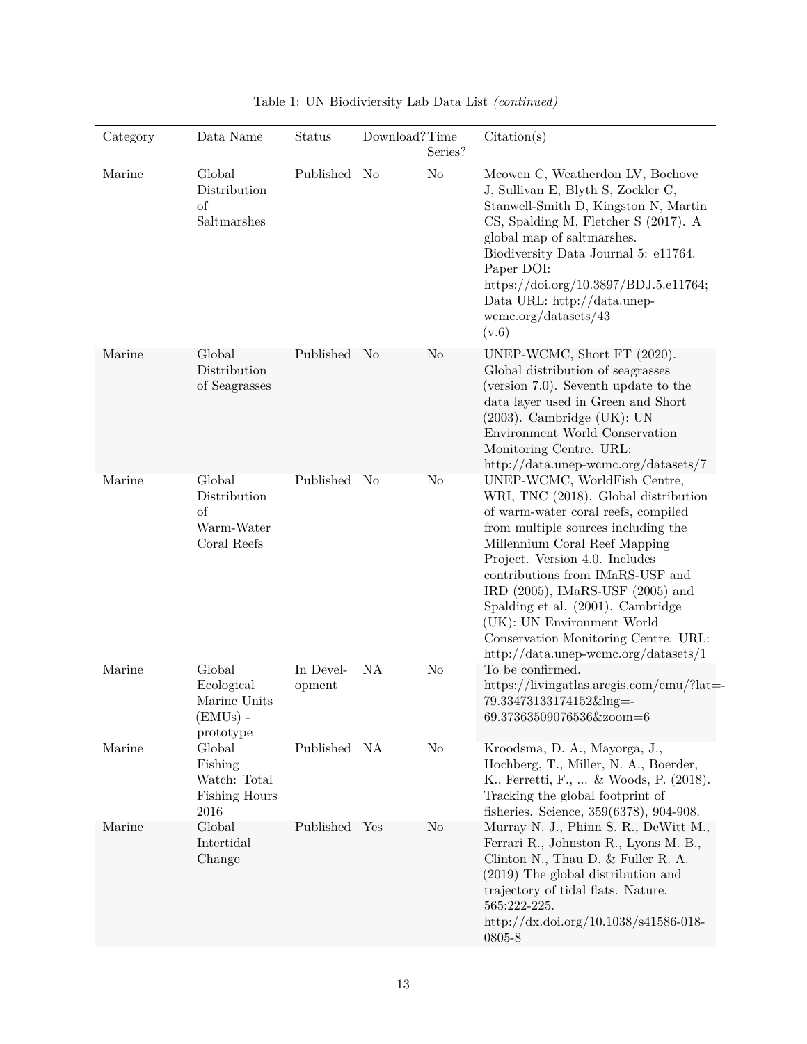Table 1: UN Biodiviersity Lab Data List *(continued)*

| Category | Data Name | Status | Download? | Time Series? | Citation(s) |
|---|---|---|---|---|---|
| Marine | Global Distribution of Saltmarshes | Published | No | No | Mcowen C, Weatherdon LV, Bochove J, Sullivan E, Blyth S, Zockler C, Stanwell-Smith D, Kingston N, Martin CS, Spalding M, Fletcher S (2017). A global map of saltmarshes. Biodiversity Data Journal 5: e11764. Paper DOI: https://doi.org/10.3897/BDJ.5.e11764; Data URL: http://data.unep-wcmc.org/datasets/43 (v.6) |
| Marine | Global Distribution of Seagrasses | Published | No | No | UNEP-WCMC, Short FT (2020). Global distribution of seagrasses (version 7.0). Seventh update to the data layer used in Green and Short (2003). Cambridge (UK): UN Environment World Conservation Monitoring Centre. URL: http://data.unep-wcmc.org/datasets/7 |
| Marine | Global Distribution of Warm-Water Coral Reefs | Published | No | No | UNEP-WCMC, WorldFish Centre, WRI, TNC (2018). Global distribution of warm-water coral reefs, compiled from multiple sources including the Millennium Coral Reef Mapping Project. Version 4.0. Includes contributions from IMaRS-USF and IRD (2005), IMaRS-USF (2005) and Spalding et al. (2001). Cambridge (UK): UN Environment World Conservation Monitoring Centre. URL: http://data.unep-wcmc.org/datasets/1 |
| Marine | Global Ecological Marine Units (EMUs) - prototype | In Development | NA | No | To be confirmed. https://livingatlas.arcgis.com/emu/?lat=-79.33473133174152&lng=-69.37363509076536&zoom=6 |
| Marine | Global Fishing Watch: Total Fishing Hours 2016 | Published | NA | No | Kroodsma, D. A., Mayorga, J., Hochberg, T., Miller, N. A., Boerder, K., Ferretti, F., ... & Woods, P. (2018). Tracking the global footprint of fisheries. Science, 359(6378), 904-908. |
| Marine | Global Intertidal Change | Published | Yes | No | Murray N. J., Phinn S. R., DeWitt M., Ferrari R., Johnston R., Lyons M. B., Clinton N., Thau D. & Fuller R. A. (2019) The global distribution and trajectory of tidal flats. Nature. 565:222-225. http://dx.doi.org/10.1038/s41586-018-0805-8 |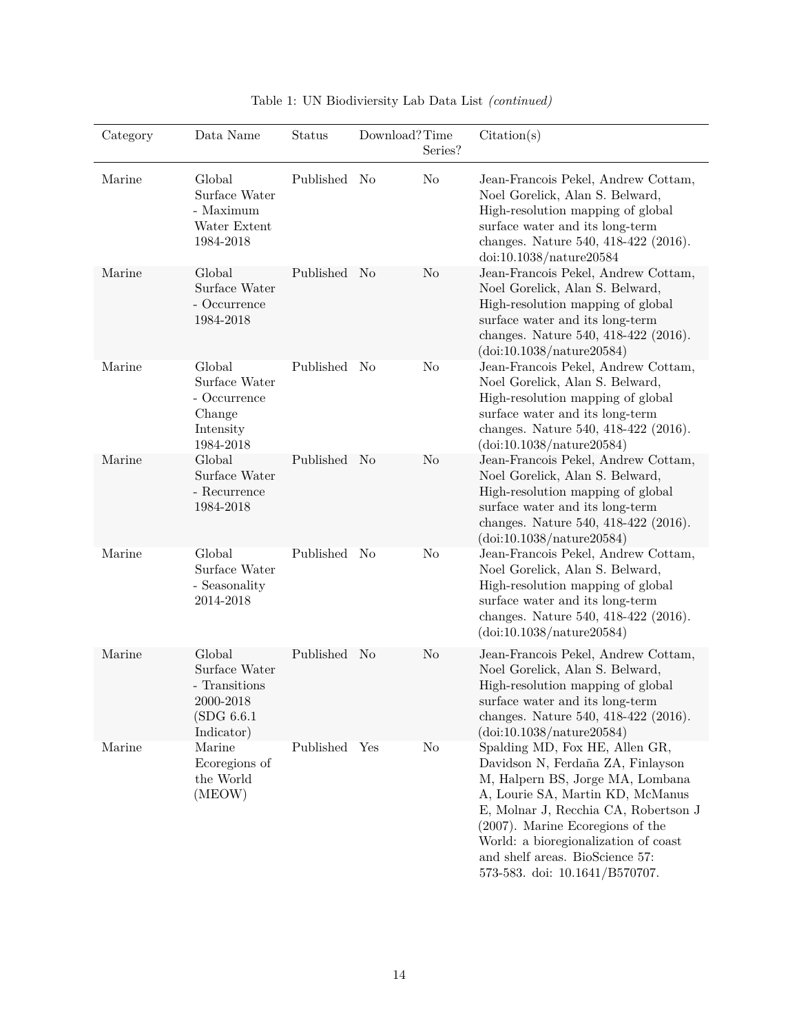Table 1: UN Biodiviersity Lab Data List *(continued)*

| Category | Data Name | Status | Download? | Time Series? | Citation(s) |
|---|---|---|---|---|---|
| Marine | Global Surface Water - Maximum Water Extent 1984-2018 | Published | No | No | Jean-Francois Pekel, Andrew Cottam, Noel Gorelick, Alan S. Belward, High-resolution mapping of global surface water and its long-term changes. Nature 540, 418-422 (2016). doi:10.1038/nature20584 |
| Marine | Global Surface Water - Occurrence 1984-2018 | Published | No | No | Jean-Francois Pekel, Andrew Cottam, Noel Gorelick, Alan S. Belward, High-resolution mapping of global surface water and its long-term changes. Nature 540, 418-422 (2016). (doi:10.1038/nature20584) |
| Marine | Global Surface Water - Occurrence Change Intensity 1984-2018 | Published | No | No | Jean-Francois Pekel, Andrew Cottam, Noel Gorelick, Alan S. Belward, High-resolution mapping of global surface water and its long-term changes. Nature 540, 418-422 (2016). (doi:10.1038/nature20584) |
| Marine | Global Surface Water - Recurrence 1984-2018 | Published | No | No | Jean-Francois Pekel, Andrew Cottam, Noel Gorelick, Alan S. Belward, High-resolution mapping of global surface water and its long-term changes. Nature 540, 418-422 (2016). (doi:10.1038/nature20584) |
| Marine | Global Surface Water - Seasonality 2014-2018 | Published | No | No | Jean-Francois Pekel, Andrew Cottam, Noel Gorelick, Alan S. Belward, High-resolution mapping of global surface water and its long-term changes. Nature 540, 418-422 (2016). (doi:10.1038/nature20584) |
| Marine | Global Surface Water - Transitions 2000-2018 (SDG 6.6.1 Indicator) | Published | No | No | Jean-Francois Pekel, Andrew Cottam, Noel Gorelick, Alan S. Belward, High-resolution mapping of global surface water and its long-term changes. Nature 540, 418-422 (2016). (doi:10.1038/nature20584) |
| Marine | Marine Ecoregions of the World (MEOW) | Published | Yes | No | Spalding MD, Fox HE, Allen GR, Davidson N, Ferdaña ZA, Finlayson M, Halpern BS, Jorge MA, Lombana A, Lourie SA, Martin KD, McManus E, Molnar J, Recchia CA, Robertson J (2007). Marine Ecoregions of the World: a bioregionalization of coast and shelf areas. BioScience 57: 573-583. doi: 10.1641/B570707. |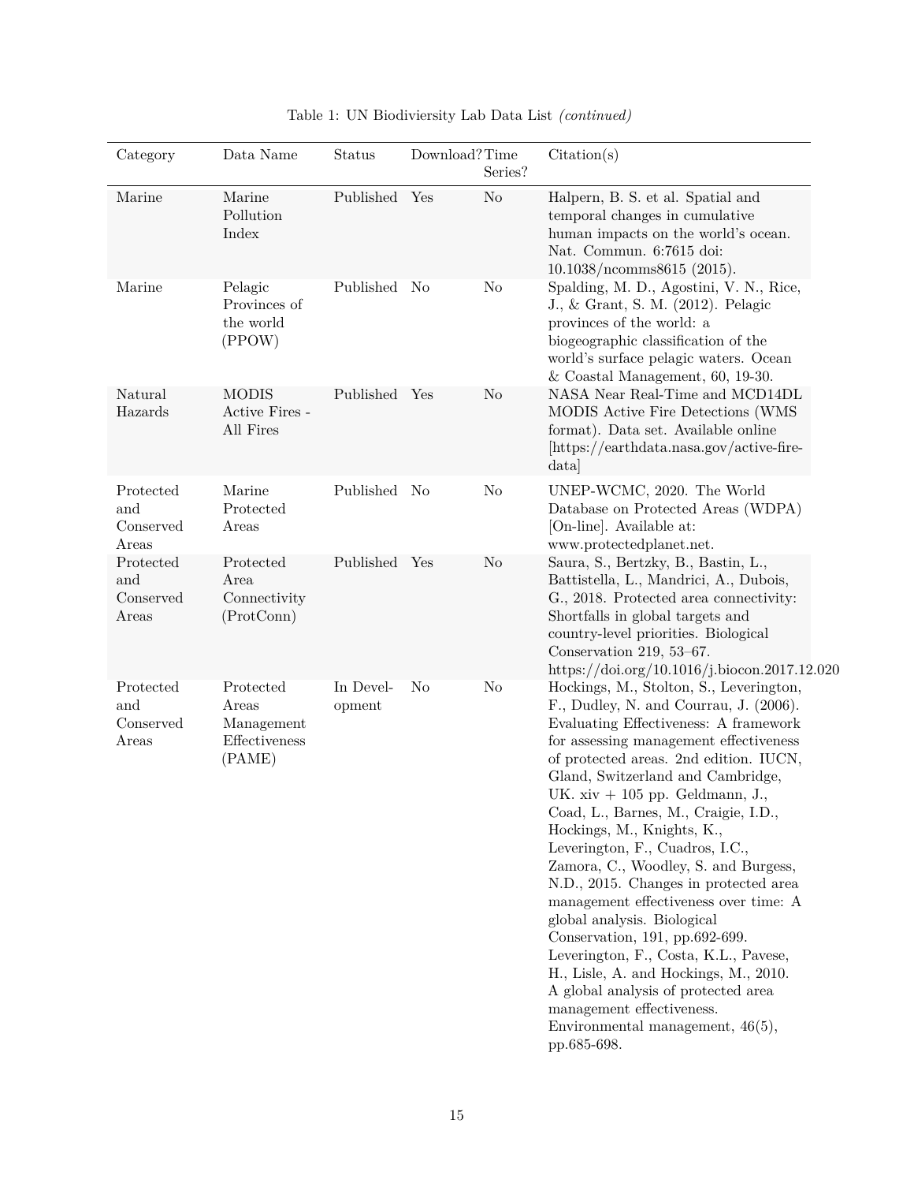Table 1: UN Biodiviersity Lab Data List *(continued)*

| Category | Data Name | Status | Download? | Time Series? | Citation(s) |
|---|---|---|---|---|---|
| Marine | Marine Pollution Index | Published | Yes | No | Halpern, B. S. et al. Spatial and temporal changes in cumulative human impacts on the world's ocean. Nat. Commun. 6:7615 doi: 10.1038/ncomms8615 (2015). |
| Marine | Pelagic Provinces of the world (PPOW) | Published | No | No | Spalding, M. D., Agostini, V. N., Rice, J., & Grant, S. M. (2012). Pelagic provinces of the world: a biogeographic classification of the world's surface pelagic waters. Ocean & Coastal Management, 60, 19-30. |
| Natural Hazards | MODIS Active Fires - All Fires | Published | Yes | No | NASA Near Real-Time and MCD14DL MODIS Active Fire Detections (WMS format). Data set. Available online [https://earthdata.nasa.gov/active-fire-data] |
| Protected and Conserved Areas | Marine Protected Areas | Published | No | No | UNEP-WCMC, 2020. The World Database on Protected Areas (WDPA) [On-line]. Available at: www.protectedplanet.net. |
| Protected and Conserved Areas | Protected Area Connectivity (ProtConn) | Published | Yes | No | Saura, S., Bertzky, B., Bastin, L., Battistella, L., Mandrici, A., Dubois, G., 2018. Protected area connectivity: Shortfalls in global targets and country-level priorities. Biological Conservation 219, 53–67. https://doi.org/10.1016/j.biocon.2017.12.020 |
| Protected and Conserved Areas | Protected Areas Management Effectiveness (PAME) | In Development | No | No | Hockings, M., Stolton, S., Leverington, F., Dudley, N. and Courrau, J. (2006). Evaluating Effectiveness: A framework for assessing management effectiveness of protected areas. 2nd edition. IUCN, Gland, Switzerland and Cambridge, UK. xiv + 105 pp. Geldmann, J., Coad, L., Barnes, M., Craigie, I.D., Hockings, M., Knights, K., Leverington, F., Cuadros, I.C., Zamora, C., Woodley, S. and Burgess, N.D., 2015. Changes in protected area management effectiveness over time: A global analysis. Biological Conservation, 191, pp.692-699. Leverington, F., Costa, K.L., Pavese, H., Lisle, A. and Hockings, M., 2010. A global analysis of protected area management effectiveness. Environmental management, 46(5), pp.685-698. |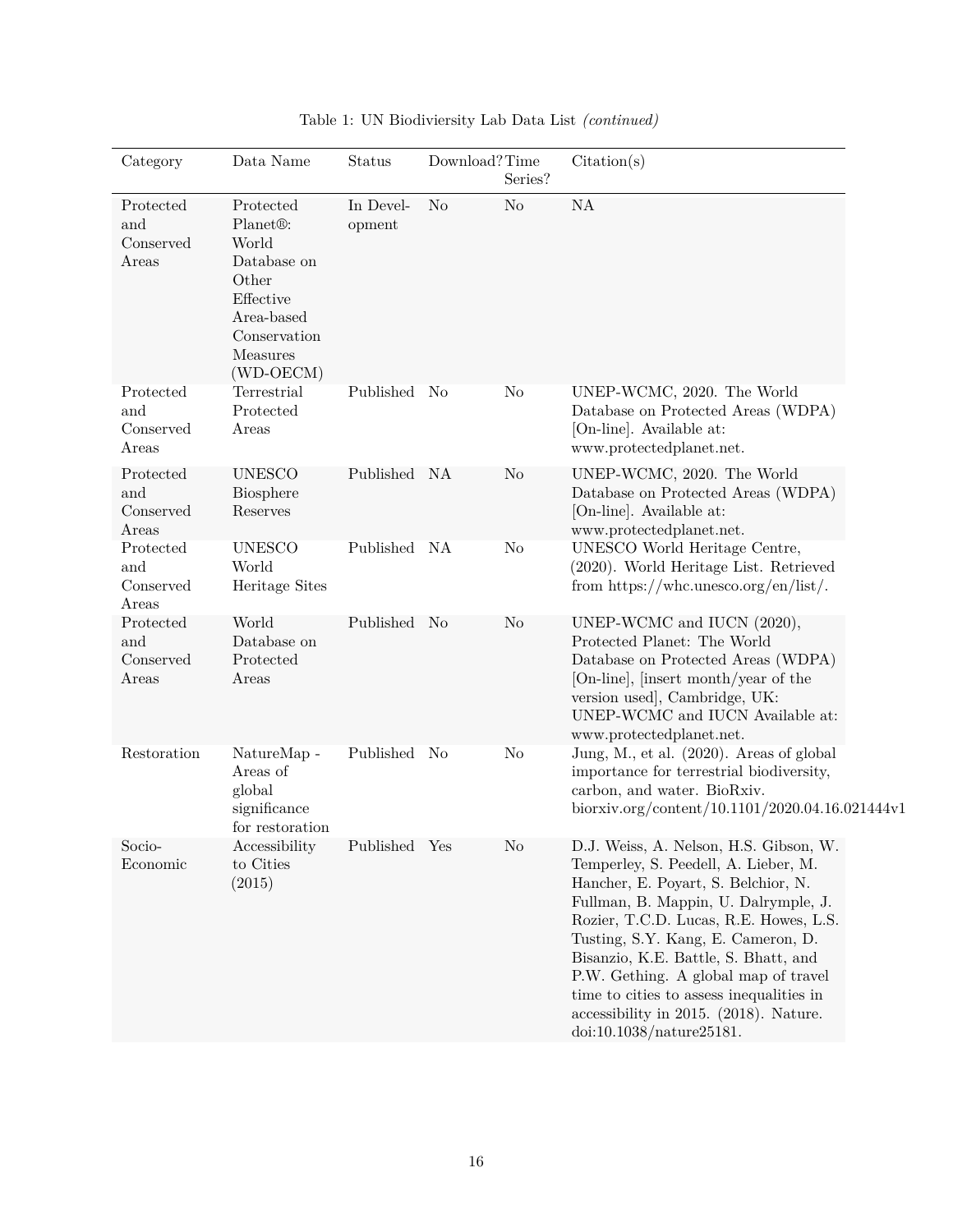Table 1: UN Biodiviersity Lab Data List *(continued)*

| Category | Data Name | Status | Download? | Time Series? | Citation(s) |
| --- | --- | --- | --- | --- | --- |
| Protected and Conserved Areas | Protected Planet®: World Database on Other Effective Area-based Conservation Measures (WD-OECM) | In Development | No | No | NA |
| Protected and Conserved Areas | Terrestrial Protected Areas | Published | No | No | UNEP-WCMC, 2020. The World Database on Protected Areas (WDPA) [On-line]. Available at: www.protectedplanet.net. |
| Protected and Conserved Areas | UNESCO Biosphere Reserves | Published | NA | No | UNEP-WCMC, 2020. The World Database on Protected Areas (WDPA) [On-line]. Available at: www.protectedplanet.net. |
| Protected and Conserved Areas | UNESCO World Heritage Sites | Published | NA | No | UNESCO World Heritage Centre, (2020). World Heritage List. Retrieved from https://whc.unesco.org/en/list/. |
| Protected and Conserved Areas | World Database on Protected Areas | Published | No | No | UNEP-WCMC and IUCN (2020), Protected Planet: The World Database on Protected Areas (WDPA) [On-line], [insert month/year of the version used], Cambridge, UK: UNEP-WCMC and IUCN Available at: www.protectedplanet.net. |
| Restoration | NatureMap - Areas of global significance for restoration | Published | No | No | Jung, M., et al. (2020). Areas of global importance for terrestrial biodiversity, carbon, and water. BioRxiv. biorxiv.org/content/10.1101/2020.04.16.021444v1 |
| Socio-Economic | Accessibility to Cities (2015) | Published | Yes | No | D.J. Weiss, A. Nelson, H.S. Gibson, W. Temperley, S. Peedell, A. Lieber, M. Hancher, E. Poyart, S. Belchior, N. Fullman, B. Mappin, U. Dalrymple, J. Rozier, T.C.D. Lucas, R.E. Howes, L.S. Tusting, S.Y. Kang, E. Cameron, D. Bisanzio, K.E. Battle, S. Bhatt, and P.W. Gething. A global map of travel time to cities to assess inequalities in accessibility in 2015. (2018). Nature. doi:10.1038/nature25181. |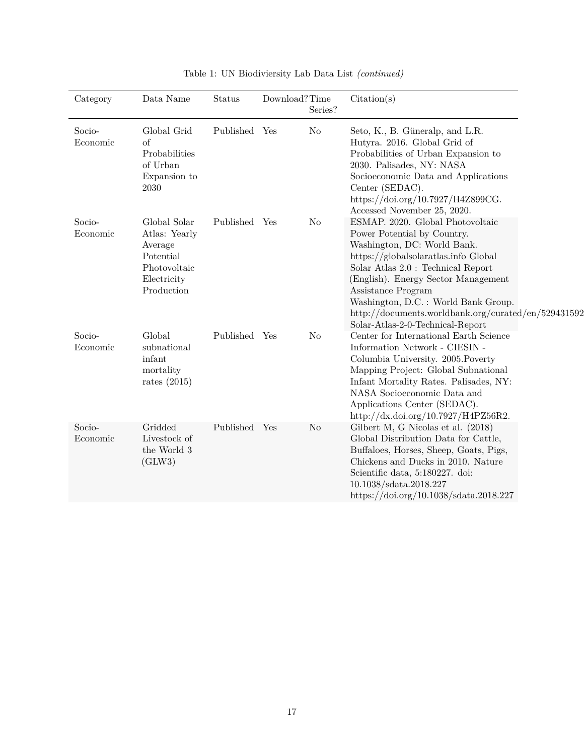Table 1: UN Biodiviersity Lab Data List *(continued)*

| Category | Data Name | Status | Download? | Time Series? | Citation(s) |
|---|---|---|---|---|---|
| Socio-Economic | Global Grid of Probabilities of Urban Expansion to 2030 | Published | Yes | No | Seto, K., B. Güneralp, and L.R. Hutyra. 2016. Global Grid of Probabilities of Urban Expansion to 2030. Palisades, NY: NASA Socioeconomic Data and Applications Center (SEDAC). https://doi.org/10.7927/H4Z899CG. Accessed November 25, 2020. |
| Socio-Economic | Global Solar Atlas: Yearly Average Potential Photovoltaic Electricity Production | Published | Yes | No | ESMAP. 2020. Global Photovoltaic Power Potential by Country. Washington, DC: World Bank. https://globalsolaratlas.info Global Solar Atlas 2.0 : Technical Report (English). Energy Sector Management Assistance Program Washington, D.C. : World Bank Group. http://documents.worldbank.org/curated/en/529431592 Solar-Atlas-2-0-Technical-Report |
| Socio-Economic | Global subnational infant mortality rates (2015) | Published | Yes | No | Center for International Earth Science Information Network - CIESIN - Columbia University. 2005.Poverty Mapping Project: Global Subnational Infant Mortality Rates. Palisades, NY: NASA Socioeconomic Data and Applications Center (SEDAC). http://dx.doi.org/10.7927/H4PZ56R2. |
| Socio-Economic | Gridded Livestock of the World 3 (GLW3) | Published | Yes | No | Gilbert M, G Nicolas et al. (2018) Global Distribution Data for Cattle, Buffaloes, Horses, Sheep, Goats, Pigs, Chickens and Ducks in 2010. Nature Scientific data, 5:180227. doi: 10.1038/sdata.2018.227 https://doi.org/10.1038/sdata.2018.227 |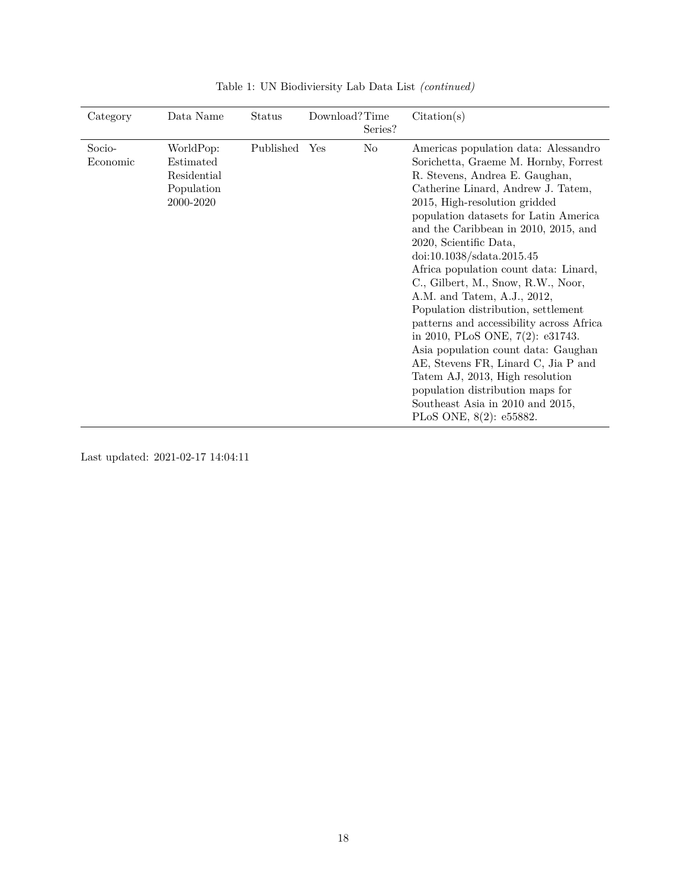Table 1: UN Biodiviersity Lab Data List *(continued)*

| Category | Data Name | Status | Download? | Time Series? | Citation(s) |
|---|---|---|---|---|---|
| Socio-Economic | WorldPop: Estimated Residential Population 2000-2020 | Published | Yes | No | Americas population data: Alessandro Sorichetta, Graeme M. Hornby, Forrest R. Stevens, Andrea E. Gaughan, Catherine Linard, Andrew J. Tatem, 2015, High-resolution gridded population datasets for Latin America and the Caribbean in 2010, 2015, and 2020, Scientific Data, doi:10.1038/sdata.2015.45 Africa population count data: Linard, C., Gilbert, M., Snow, R.W., Noor, A.M. and Tatem, A.J., 2012, Population distribution, settlement patterns and accessibility across Africa in 2010, PLoS ONE, 7(2): e31743. Asia population count data: Gaughan AE, Stevens FR, Linard C, Jia P and Tatem AJ, 2013, High resolution population distribution maps for Southeast Asia in 2010 and 2015, PLoS ONE, 8(2): e55882. |

Last updated: 2021-02-17 14:04:11